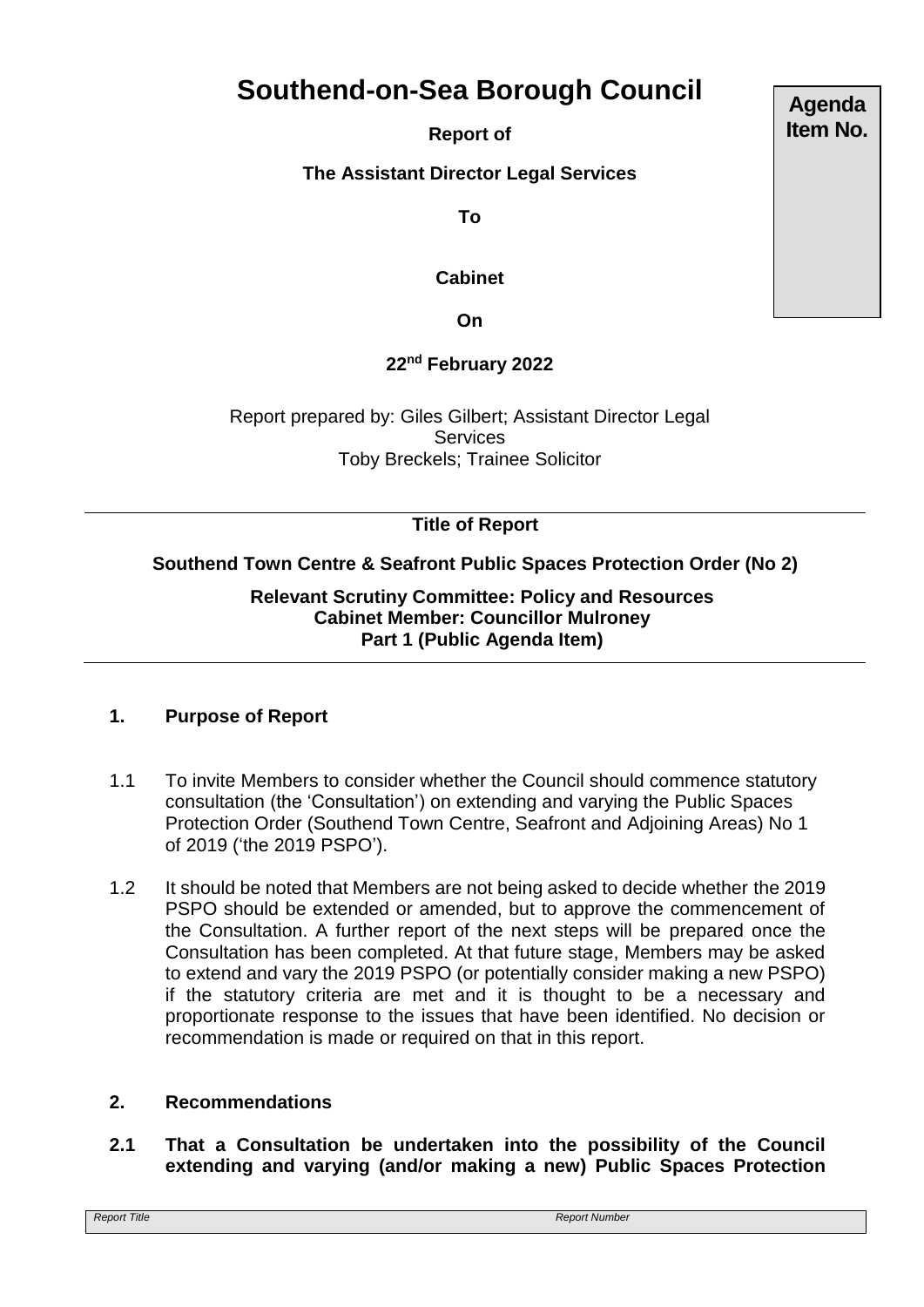# Southend-on-Sea Borough Council

**Agenda Item No.**

**Report of**

**The Assistant Director Legal Services**

**To**

**Cabinet**

**On**

**22nd February 2022**

Report prepared by: Giles Gilbert; Assistant Director Legal Services
Toby Breckels; Trainee Solicitor

---

**Title of Report**

**Southend Town Centre & Seafront Public Spaces Protection Order (No 2)**

**Relevant Scrutiny Committee: Policy and Resources**
**Cabinet Member: Councillor Mulroney**
**Part 1 (Public Agenda Item)**

---

## 1. Purpose of Report

1.1 To invite Members to consider whether the Council should commence statutory consultation (the 'Consultation') on extending and varying the Public Spaces Protection Order (Southend Town Centre, Seafront and Adjoining Areas) No 1 of 2019 ('the 2019 PSPO').

1.2 It should be noted that Members are not being asked to decide whether the 2019 PSPO should be extended or amended, but to approve the commencement of the Consultation. A further report of the next steps will be prepared once the Consultation has been completed. At that future stage, Members may be asked to extend and vary the 2019 PSPO (or potentially consider making a new PSPO) if the statutory criteria are met and it is thought to be a necessary and proportionate response to the issues that have been identified. No decision or recommendation is made or required on that in this report.

## 2. Recommendations

**2.1 That a Consultation be undertaken into the possibility of the Council extending and varying (and/or making a new) Public Spaces Protection**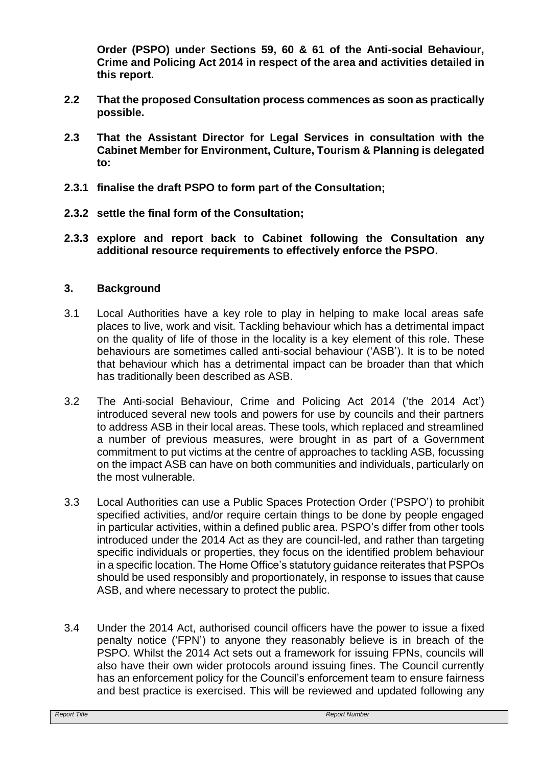**Order (PSPO) under Sections 59, 60 & 61 of the Anti-social Behaviour, Crime and Policing Act 2014 in respect of the area and activities detailed in this report.**

**2.2 That the proposed Consultation process commences as soon as practically possible.**

**2.3 That the Assistant Director for Legal Services in consultation with the Cabinet Member for Environment, Culture, Tourism & Planning is delegated to:**

**2.3.1 finalise the draft PSPO to form part of the Consultation;**

**2.3.2 settle the final form of the Consultation;**

**2.3.3 explore and report back to Cabinet following the Consultation any additional resource requirements to effectively enforce the PSPO.**

## 3. Background

3.1 Local Authorities have a key role to play in helping to make local areas safe places to live, work and visit. Tackling behaviour which has a detrimental impact on the quality of life of those in the locality is a key element of this role. These behaviours are sometimes called anti-social behaviour ('ASB'). It is to be noted that behaviour which has a detrimental impact can be broader than that which has traditionally been described as ASB.

3.2 The Anti-social Behaviour, Crime and Policing Act 2014 ('the 2014 Act') introduced several new tools and powers for use by councils and their partners to address ASB in their local areas. These tools, which replaced and streamlined a number of previous measures, were brought in as part of a Government commitment to put victims at the centre of approaches to tackling ASB, focussing on the impact ASB can have on both communities and individuals, particularly on the most vulnerable.

3.3 Local Authorities can use a Public Spaces Protection Order ('PSPO') to prohibit specified activities, and/or require certain things to be done by people engaged in particular activities, within a defined public area. PSPO's differ from other tools introduced under the 2014 Act as they are council-led, and rather than targeting specific individuals or properties, they focus on the identified problem behaviour in a specific location. The Home Office's statutory guidance reiterates that PSPOs should be used responsibly and proportionately, in response to issues that cause ASB, and where necessary to protect the public.

3.4 Under the 2014 Act, authorised council officers have the power to issue a fixed penalty notice ('FPN') to anyone they reasonably believe is in breach of the PSPO. Whilst the 2014 Act sets out a framework for issuing FPNs, councils will also have their own wider protocols around issuing fines. The Council currently has an enforcement policy for the Council's enforcement team to ensure fairness and best practice is exercised. This will be reviewed and updated following any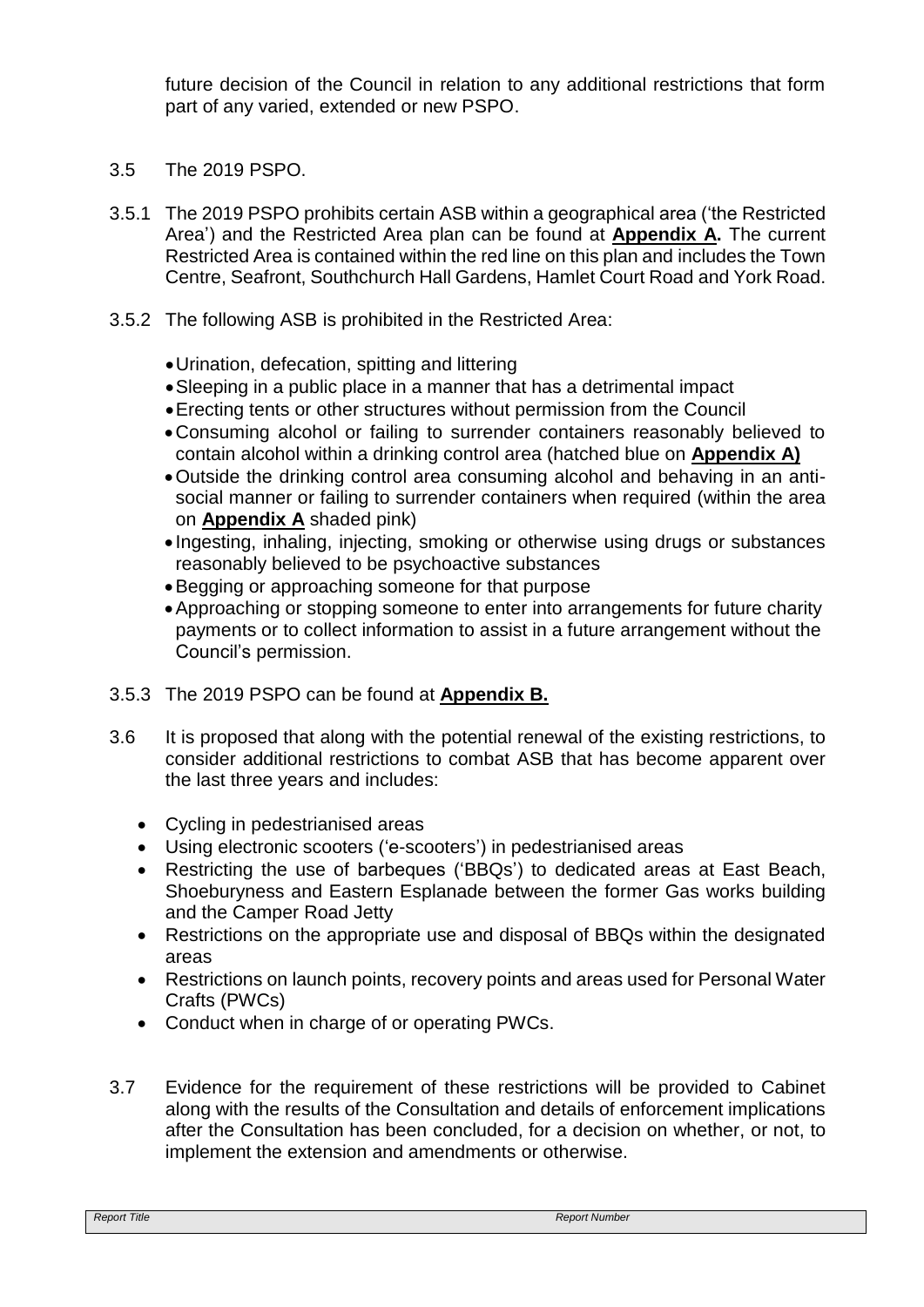future decision of the Council in relation to any additional restrictions that form part of any varied, extended or new PSPO.

3.5 The 2019 PSPO.

3.5.1 The 2019 PSPO prohibits certain ASB within a geographical area ('the Restricted Area') and the Restricted Area plan can be found at **Appendix A.** The current Restricted Area is contained within the red line on this plan and includes the Town Centre, Seafront, Southchurch Hall Gardens, Hamlet Court Road and York Road.

3.5.2 The following ASB is prohibited in the Restricted Area:

- Urination, defecation, spitting and littering
- Sleeping in a public place in a manner that has a detrimental impact
- Erecting tents or other structures without permission from the Council
- Consuming alcohol or failing to surrender containers reasonably believed to contain alcohol within a drinking control area (hatched blue on **Appendix A)**
- Outside the drinking control area consuming alcohol and behaving in an anti-social manner or failing to surrender containers when required (within the area on **Appendix A** shaded pink)
- Ingesting, inhaling, injecting, smoking or otherwise using drugs or substances reasonably believed to be psychoactive substances
- Begging or approaching someone for that purpose
- Approaching or stopping someone to enter into arrangements for future charity payments or to collect information to assist in a future arrangement without the Council's permission.

3.5.3 The 2019 PSPO can be found at **Appendix B.**

3.6 It is proposed that along with the potential renewal of the existing restrictions, to consider additional restrictions to combat ASB that has become apparent over the last three years and includes:

- Cycling in pedestrianised areas
- Using electronic scooters ('e-scooters') in pedestrianised areas
- Restricting the use of barbeques ('BBQs') to dedicated areas at East Beach, Shoeburyness and Eastern Esplanade between the former Gas works building and the Camper Road Jetty
- Restrictions on the appropriate use and disposal of BBQs within the designated areas
- Restrictions on launch points, recovery points and areas used for Personal Water Crafts (PWCs)
- Conduct when in charge of or operating PWCs.

3.7 Evidence for the requirement of these restrictions will be provided to Cabinet along with the results of the Consultation and details of enforcement implications after the Consultation has been concluded, for a decision on whether, or not, to implement the extension and amendments or otherwise.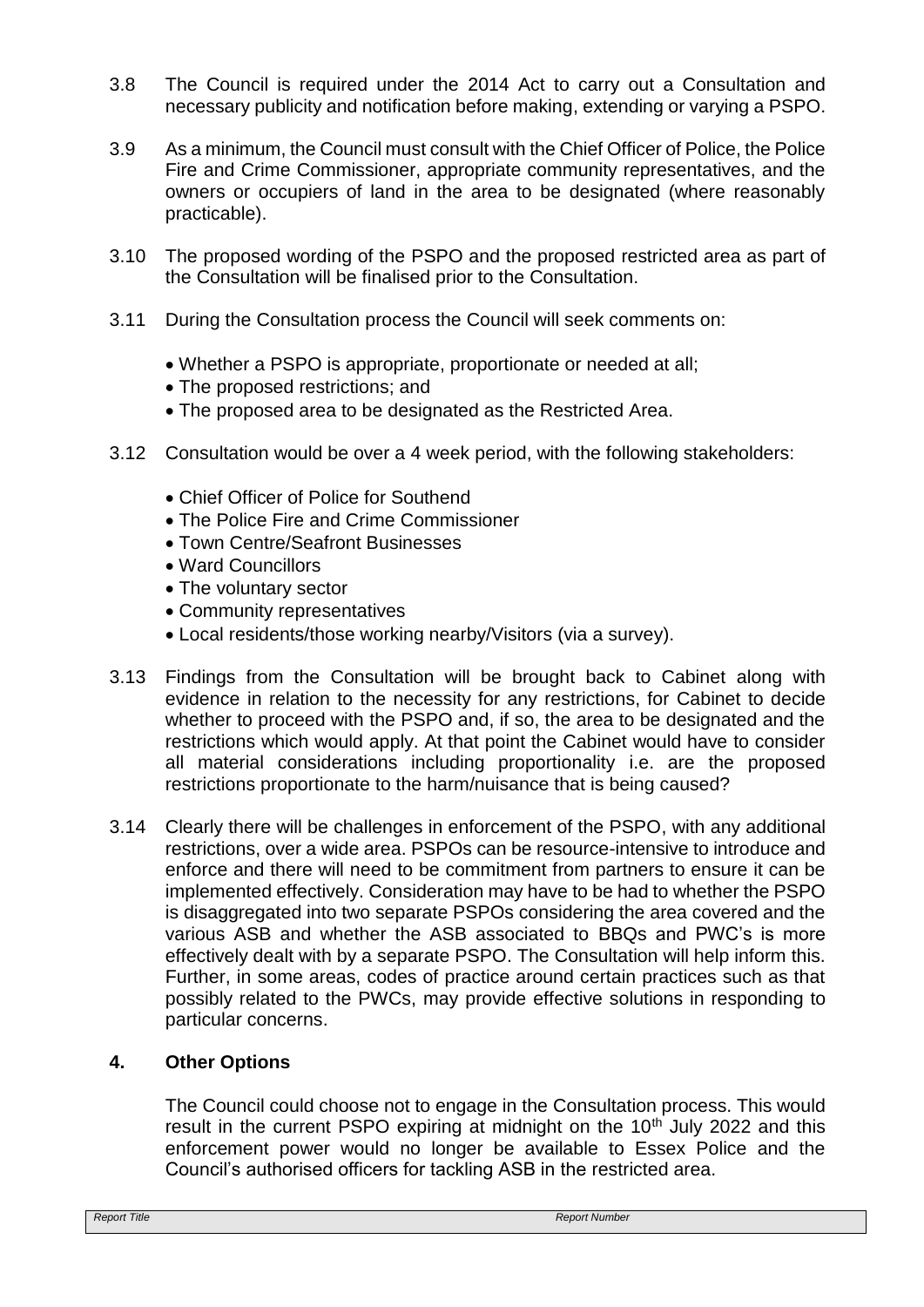3.8 The Council is required under the 2014 Act to carry out a Consultation and necessary publicity and notification before making, extending or varying a PSPO.

3.9 As a minimum, the Council must consult with the Chief Officer of Police, the Police Fire and Crime Commissioner, appropriate community representatives, and the owners or occupiers of land in the area to be designated (where reasonably practicable).

3.10 The proposed wording of the PSPO and the proposed restricted area as part of the Consultation will be finalised prior to the Consultation.

3.11 During the Consultation process the Council will seek comments on:

- Whether a PSPO is appropriate, proportionate or needed at all;
- The proposed restrictions; and
- The proposed area to be designated as the Restricted Area.

3.12 Consultation would be over a 4 week period, with the following stakeholders:

- Chief Officer of Police for Southend
- The Police Fire and Crime Commissioner
- Town Centre/Seafront Businesses
- Ward Councillors
- The voluntary sector
- Community representatives
- Local residents/those working nearby/Visitors (via a survey).

3.13 Findings from the Consultation will be brought back to Cabinet along with evidence in relation to the necessity for any restrictions, for Cabinet to decide whether to proceed with the PSPO and, if so, the area to be designated and the restrictions which would apply. At that point the Cabinet would have to consider all material considerations including proportionality i.e. are the proposed restrictions proportionate to the harm/nuisance that is being caused?

3.14 Clearly there will be challenges in enforcement of the PSPO, with any additional restrictions, over a wide area. PSPOs can be resource-intensive to introduce and enforce and there will need to be commitment from partners to ensure it can be implemented effectively. Consideration may have to be had to whether the PSPO is disaggregated into two separate PSPOs considering the area covered and the various ASB and whether the ASB associated to BBQs and PWC's is more effectively dealt with by a separate PSPO. The Consultation will help inform this. Further, in some areas, codes of practice around certain practices such as that possibly related to the PWCs, may provide effective solutions in responding to particular concerns.

## 4. Other Options

The Council could choose not to engage in the Consultation process. This would result in the current PSPO expiring at midnight on the 10th July 2022 and this enforcement power would no longer be available to Essex Police and the Council's authorised officers for tackling ASB in the restricted area.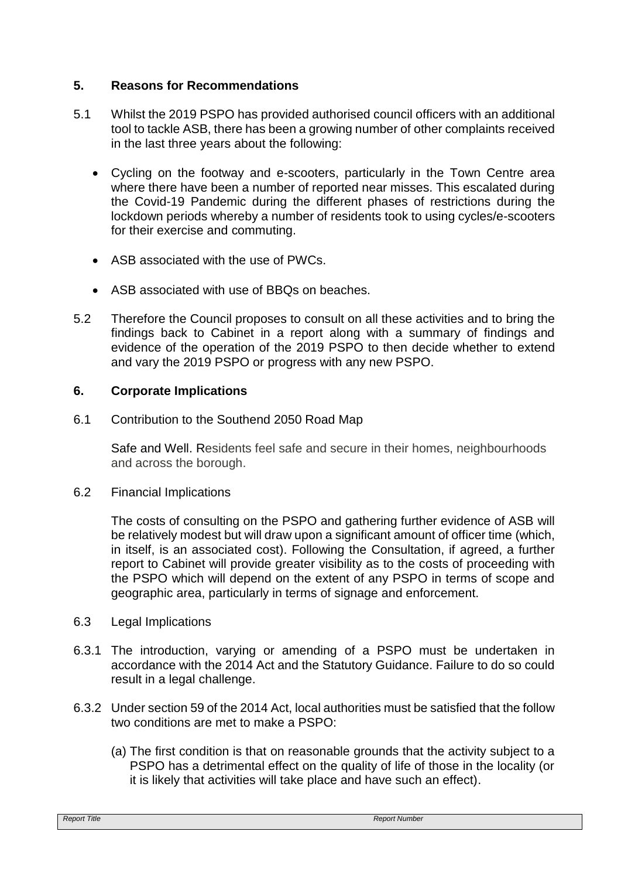## 5. Reasons for Recommendations

5.1 Whilst the 2019 PSPO has provided authorised council officers with an additional tool to tackle ASB, there has been a growing number of other complaints received in the last three years about the following:

- Cycling on the footway and e-scooters, particularly in the Town Centre area where there have been a number of reported near misses. This escalated during the Covid-19 Pandemic during the different phases of restrictions during the lockdown periods whereby a number of residents took to using cycles/e-scooters for their exercise and commuting.
- ASB associated with the use of PWCs.
- ASB associated with use of BBQs on beaches.

5.2 Therefore the Council proposes to consult on all these activities and to bring the findings back to Cabinet in a report along with a summary of findings and evidence of the operation of the 2019 PSPO to then decide whether to extend and vary the 2019 PSPO or progress with any new PSPO.

## 6. Corporate Implications

6.1 Contribution to the Southend 2050 Road Map

Safe and Well. Residents feel safe and secure in their homes, neighbourhoods and across the borough.

6.2 Financial Implications

The costs of consulting on the PSPO and gathering further evidence of ASB will be relatively modest but will draw upon a significant amount of officer time (which, in itself, is an associated cost). Following the Consultation, if agreed, a further report to Cabinet will provide greater visibility as to the costs of proceeding with the PSPO which will depend on the extent of any PSPO in terms of scope and geographic area, particularly in terms of signage and enforcement.

6.3 Legal Implications

6.3.1 The introduction, varying or amending of a PSPO must be undertaken in accordance with the 2014 Act and the Statutory Guidance. Failure to do so could result in a legal challenge.

6.3.2 Under section 59 of the 2014 Act, local authorities must be satisfied that the follow two conditions are met to make a PSPO:

(a) The first condition is that on reasonable grounds that the activity subject to a PSPO has a detrimental effect on the quality of life of those in the locality (or it is likely that activities will take place and have such an effect).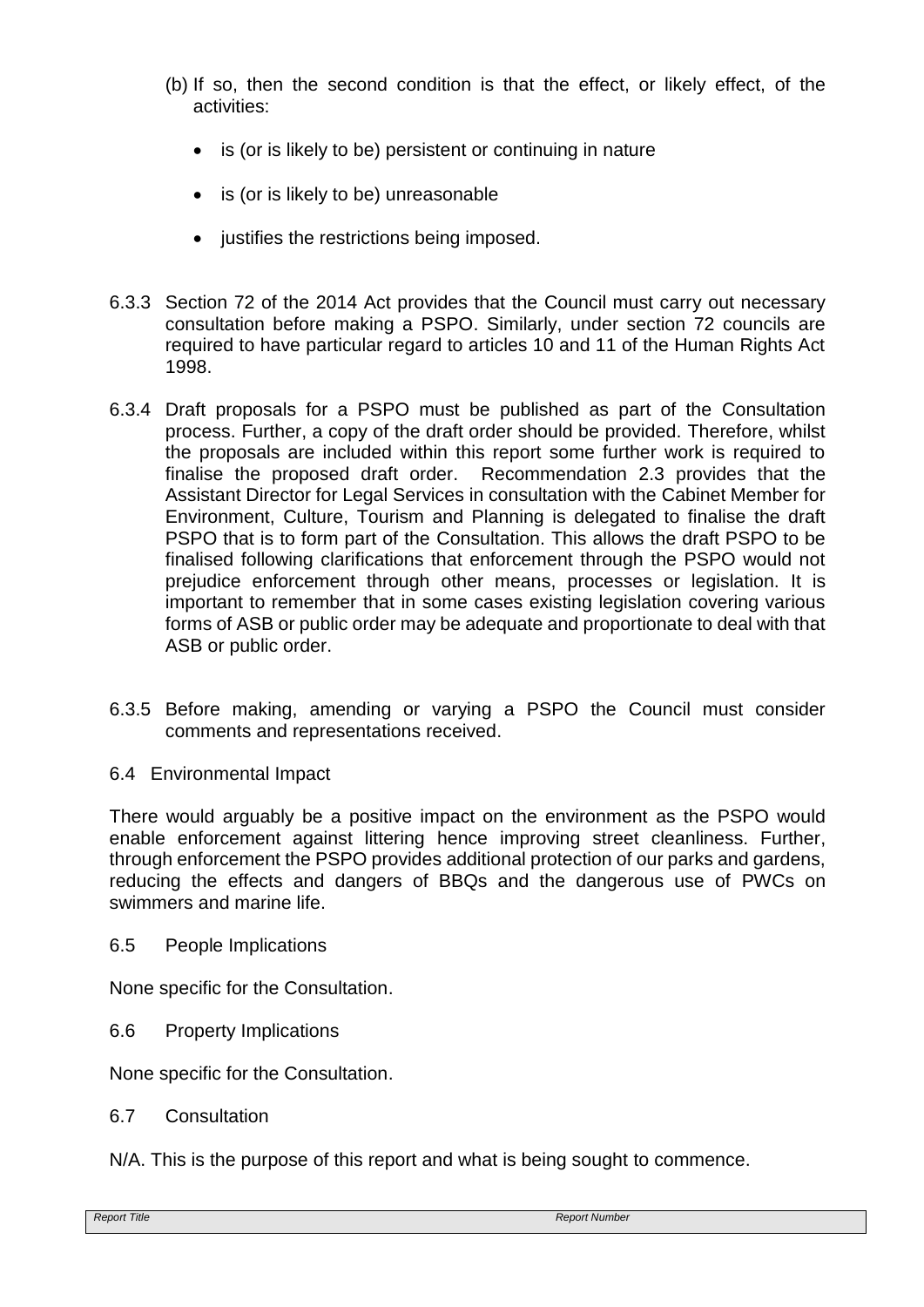(b) If so, then the second condition is that the effect, or likely effect, of the activities:

- is (or is likely to be) persistent or continuing in nature
- is (or is likely to be) unreasonable
- justifies the restrictions being imposed.

6.3.3 Section 72 of the 2014 Act provides that the Council must carry out necessary consultation before making a PSPO. Similarly, under section 72 councils are required to have particular regard to articles 10 and 11 of the Human Rights Act 1998.

6.3.4 Draft proposals for a PSPO must be published as part of the Consultation process. Further, a copy of the draft order should be provided. Therefore, whilst the proposals are included within this report some further work is required to finalise the proposed draft order. Recommendation 2.3 provides that the Assistant Director for Legal Services in consultation with the Cabinet Member for Environment, Culture, Tourism and Planning is delegated to finalise the draft PSPO that is to form part of the Consultation. This allows the draft PSPO to be finalised following clarifications that enforcement through the PSPO would not prejudice enforcement through other means, processes or legislation. It is important to remember that in some cases existing legislation covering various forms of ASB or public order may be adequate and proportionate to deal with that ASB or public order.

6.3.5 Before making, amending or varying a PSPO the Council must consider comments and representations received.

6.4 Environmental Impact

There would arguably be a positive impact on the environment as the PSPO would enable enforcement against littering hence improving street cleanliness. Further, through enforcement the PSPO provides additional protection of our parks and gardens, reducing the effects and dangers of BBQs and the dangerous use of PWCs on swimmers and marine life.

6.5 People Implications

None specific for the Consultation.

6.6 Property Implications

None specific for the Consultation.

6.7 Consultation

N/A. This is the purpose of this report and what is being sought to commence.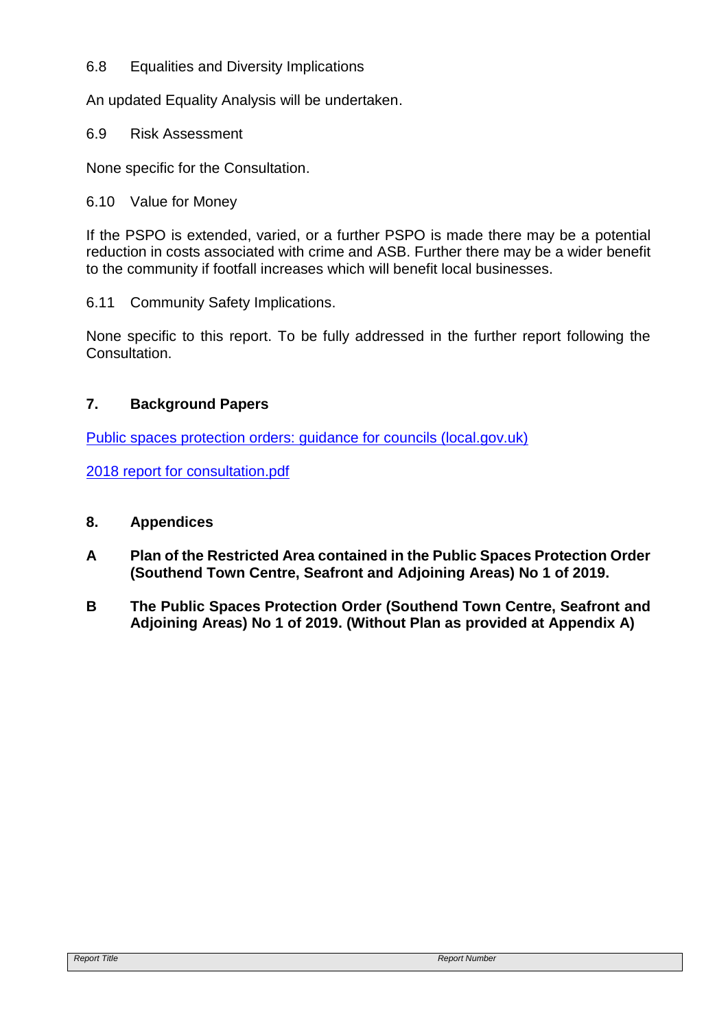6.8 Equalities and Diversity Implications

An updated Equality Analysis will be undertaken.

6.9 Risk Assessment

None specific for the Consultation.

6.10 Value for Money

If the PSPO is extended, varied, or a further PSPO is made there may be a potential reduction in costs associated with crime and ASB. Further there may be a wider benefit to the community if footfall increases which will benefit local businesses.

6.11 Community Safety Implications.

None specific to this report. To be fully addressed in the further report following the Consultation.

## 7. Background Papers

Public spaces protection orders: guidance for councils (local.gov.uk)

2018 report for consultation.pdf

## 8. Appendices

**A Plan of the Restricted Area contained in the Public Spaces Protection Order (Southend Town Centre, Seafront and Adjoining Areas) No 1 of 2019.**

**B The Public Spaces Protection Order (Southend Town Centre, Seafront and Adjoining Areas) No 1 of 2019. (Without Plan as provided at Appendix A)**